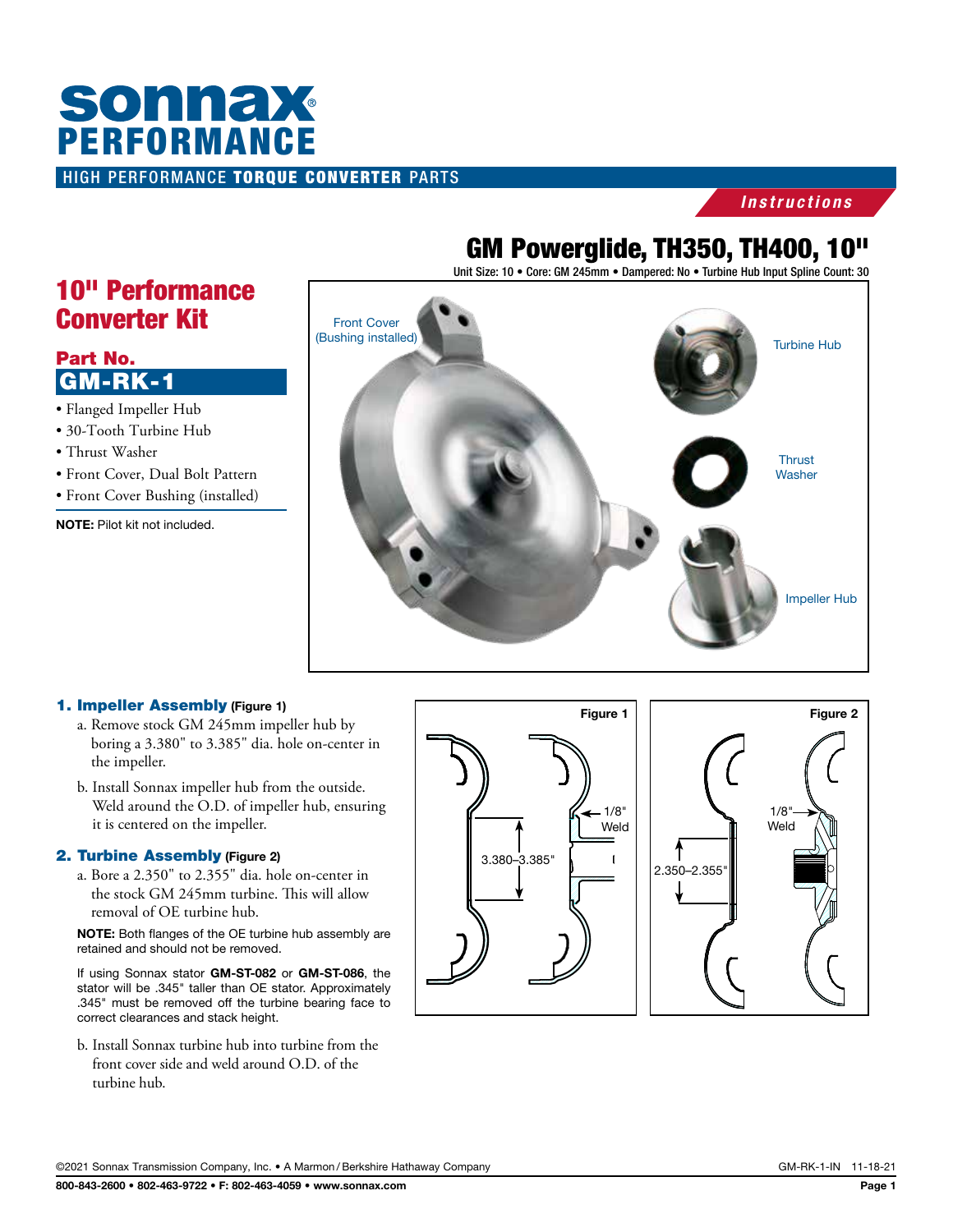# sonnax PERFORMANCE

HIGH PERFORMANCE **TORQUE CONVERTER** PARTS

*Instructions*

## GM Powerglide, TH350, TH400, 10"

Unit Size: 10 • Core: GM 245mm • Dampered: No • Turbine Hub Input Spline Count: 30

## 10" Performance Converter Kit

### Part No.

### GM-RK-1

- Flanged Impeller Hub
- 30-Tooth Turbine Hub
- Thrust Washer
- Front Cover, Dual Bolt Pattern
- Front Cover Bushing (installed)

**NOTE:** Pilot kit not included.

Front Cover (Bushing installed)

Turbine Hub

Thrust Washer

Impeller Hub

### 1. Impeller Assembly (Figure 1)

a. Remove stock GM 245mm impeller hub by boring a 3.380" to 3.385" dia. hole on-center in the impeller.

b. Install Sonnax impeller hub from the outside. Weld around the O.D. of impeller hub, ensuring it is centered on the impeller.

### 2. Turbine Assembly (Figure 2)

a. Bore a 2.350" to 2.355" dia. hole on-center in the stock GM 245mm turbine. This will allow removal of OE turbine hub.

**NOTE:** Both flanges of the OE turbine hub assembly are retained and should not be removed.

If using Sonnax stator **GM-ST-082** or **GM-ST-086**, the stator will be .345" taller than OE stator. Approximately .345" must be removed off the turbine bearing face to correct clearances and stack height.

b. Install Sonnax turbine hub into turbine from the front cover side and weld around O.D. of the turbine hub.

**Figure 1**

3.380–3.385"

1/8" Weld

**Figure 2**

2.350–2.355"

1/8" Weld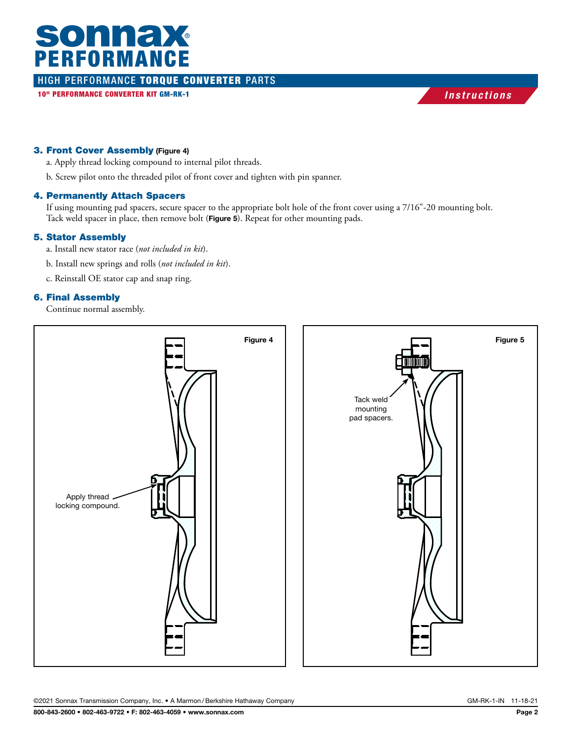# sonnax PERFORMANCE

HIGH PERFORMANCE **TORQUE CONVERTER** PARTS

**10" PERFORMANCE CONVERTER KIT GM-RK-1**

*Instructions*

### 3. Front Cover Assembly (Figure 4)

a. Apply thread locking compound to internal pilot threads.

b. Screw pilot onto the threaded pilot of front cover and tighten with pin spanner.

### 4. Permanently Attach Spacers

If using mounting pad spacers, secure spacer to the appropriate bolt hole of the front cover using a 7/16"-20 mounting bolt. Tack weld spacer in place, then remove bolt (**Figure 5**). Repeat for other mounting pads.

### 5. Stator Assembly

a. Install new stator race (*not included in kit*).

b. Install new springs and rolls (*not included in kit*).

c. Reinstall OE stator cap and snap ring.

### 6. Final Assembly

Continue normal assembly.

**Figure 4**

Apply thread locking compound.

**Figure 5**

Tack weld mounting pad spacers.

©2021 Sonnax Transmission Company, Inc. • A Marmon / Berkshire Hathaway Company

GM-RK-1-IN 11-18-21

**800-843-2600 • 802-463-9722 • F: 802-463-4059 • www.sonnax.com**